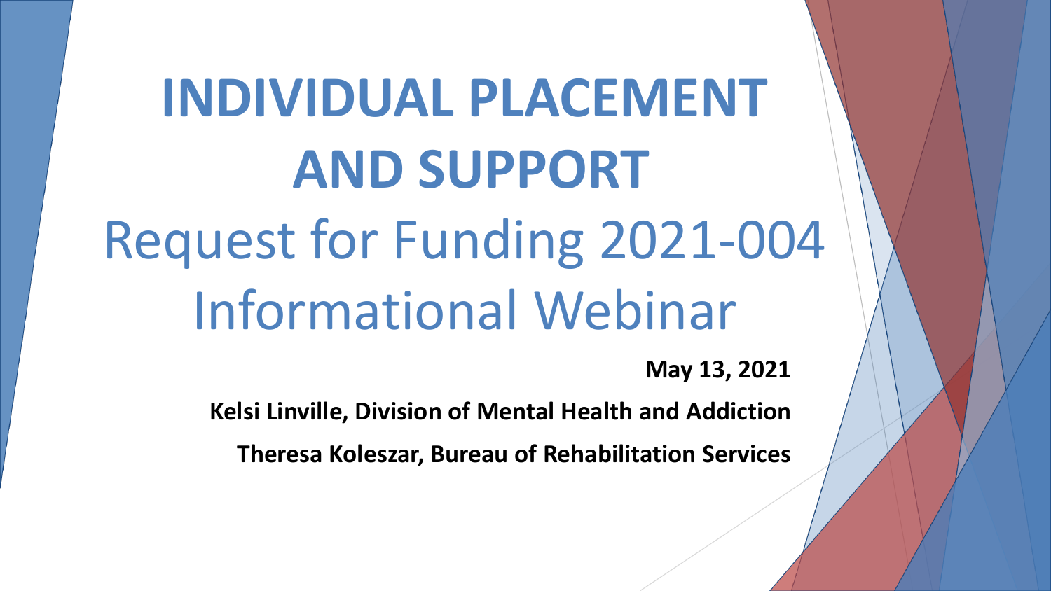# INDIVIDUAL PLACEMENT AND SUPPORT

## Request for Funding 2021-004 Informational Webinar

**May 13, 2021**

**Kelsi Linville, Division of Mental Health and Addiction**

**Theresa Koleszar, Bureau of Rehabilitation Services**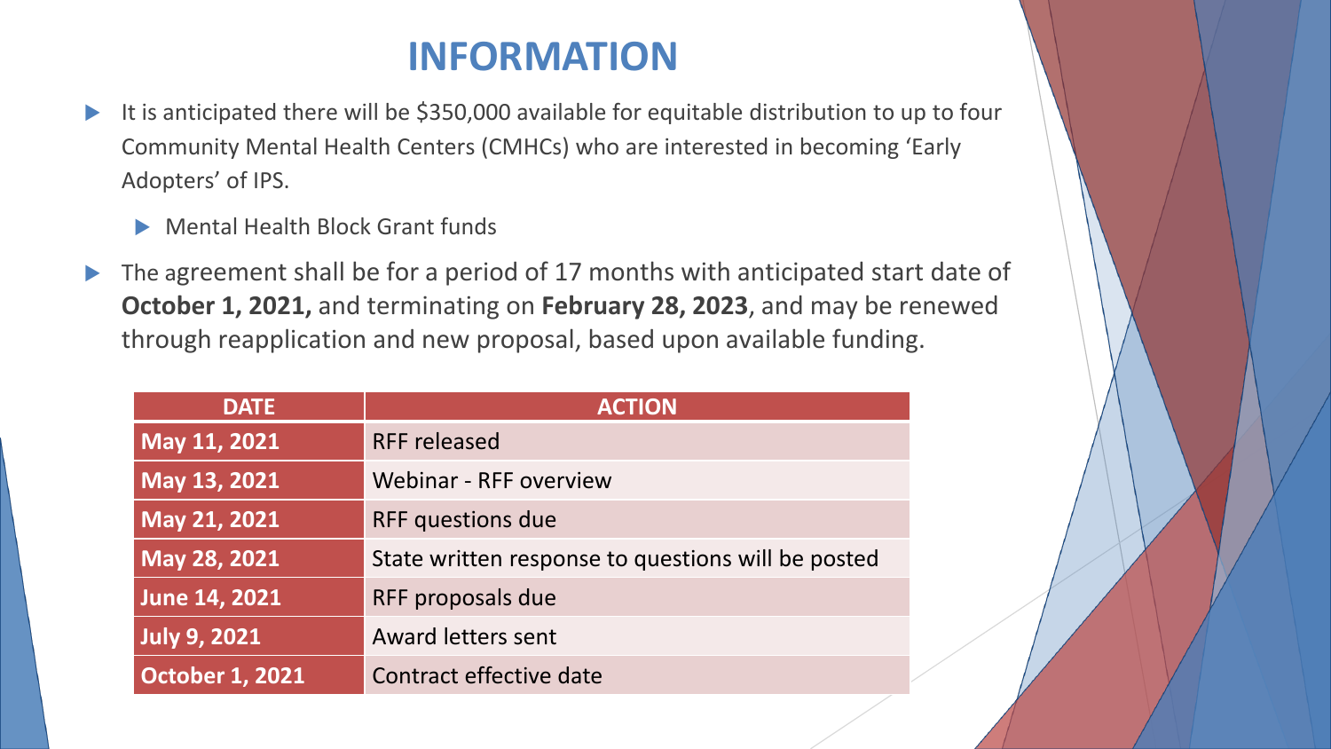# INFORMATION

- It is anticipated there will be $350,000 available for equitable distribution to up to four Community Mental Health Centers (CMHCs) who are interested in becoming 'Early Adopters' of IPS.
  - Mental Health Block Grant funds
- The agreement shall be for a period of 17 months with anticipated start date of **October 1, 2021,** and terminating on **February 28, 2023**, and may be renewed through reapplication and new proposal, based upon available funding.

| DATE | ACTION |
|---|---|
| **May 11, 2021** | RFF released |
| **May 13, 2021** | Webinar - RFF overview |
| **May 21, 2021** | RFF questions due |
| **May 28, 2021** | State written response to questions will be posted |
| **June 14, 2021** | RFF proposals due |
| **July 9, 2021** | Award letters sent |
| **October 1, 2021** | Contract effective date |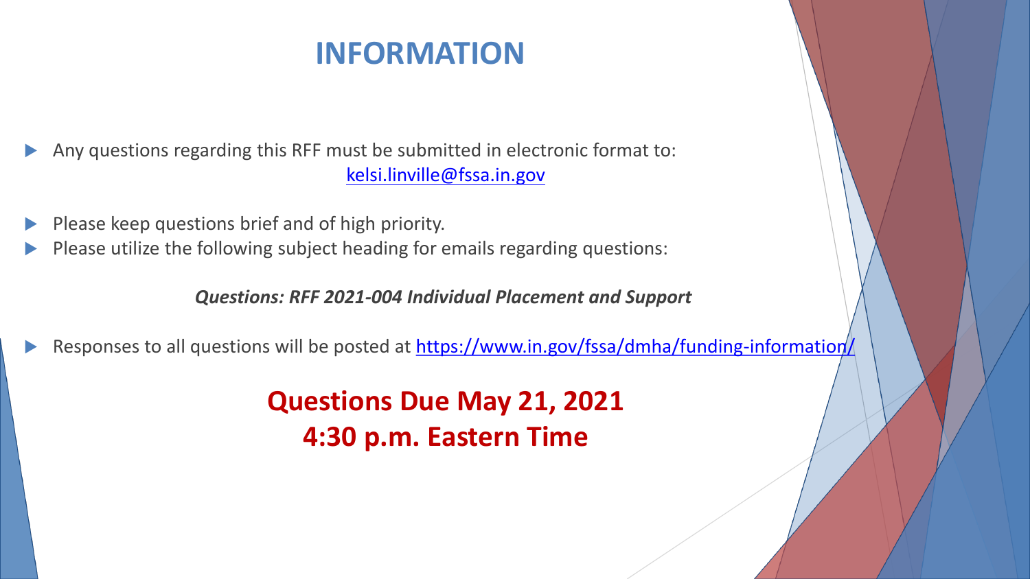# INFORMATION

- Any questions regarding this RFF must be submitted in electronic format to: kelsi.linville@fssa.in.gov
- Please keep questions brief and of high priority.
- Please utilize the following subject heading for emails regarding questions:

***Questions: RFF 2021-004 Individual Placement and Support***

- Responses to all questions will be posted at https://www.in.gov/fssa/dmha/funding-information/

**Questions Due May 21, 2021**
**4:30 p.m. Eastern Time**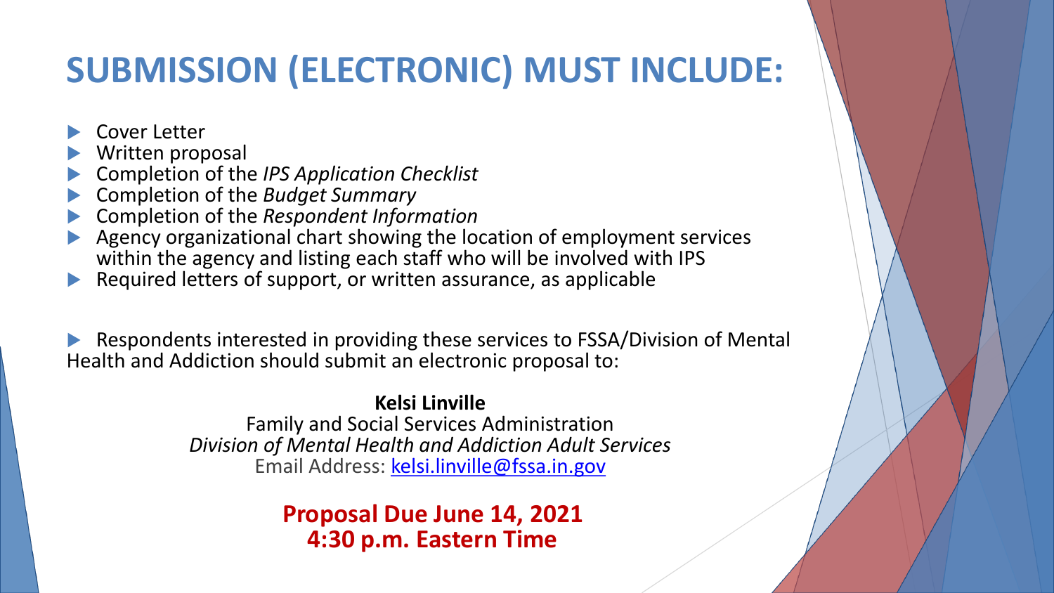# SUBMISSION (ELECTRONIC) MUST INCLUDE:

- Cover Letter
- Written proposal
- Completion of the *IPS Application Checklist*
- Completion of the *Budget Summary*
- Completion of the *Respondent Information*
- Agency organizational chart showing the location of employment services within the agency and listing each staff who will be involved with IPS
- Required letters of support, or written assurance, as applicable

- Respondents interested in providing these services to FSSA/Division of Mental Health and Addiction should submit an electronic proposal to:

**Kelsi Linville**
Family and Social Services Administration
*Division of Mental Health and Addiction Adult Services*
Email Address: kelsi.linville@fssa.in.gov

**Proposal Due June 14, 2021**
**4:30 p.m. Eastern Time**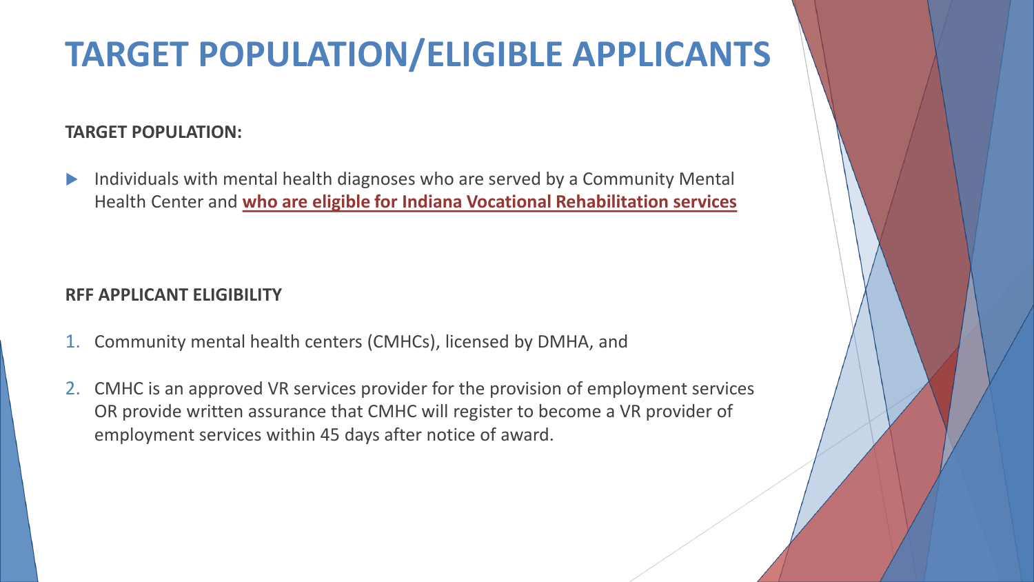# TARGET POPULATION/ELIGIBLE APPLICANTS

**TARGET POPULATION:**

- Individuals with mental health diagnoses who are served by a Community Mental Health Center and **who are eligible for Indiana Vocational Rehabilitation services**

**RFF APPLICANT ELIGIBILITY**

1. Community mental health centers (CMHCs), licensed by DMHA, and
2. CMHC is an approved VR services provider for the provision of employment services OR provide written assurance that CMHC will register to become a VR provider of employment services within 45 days after notice of award.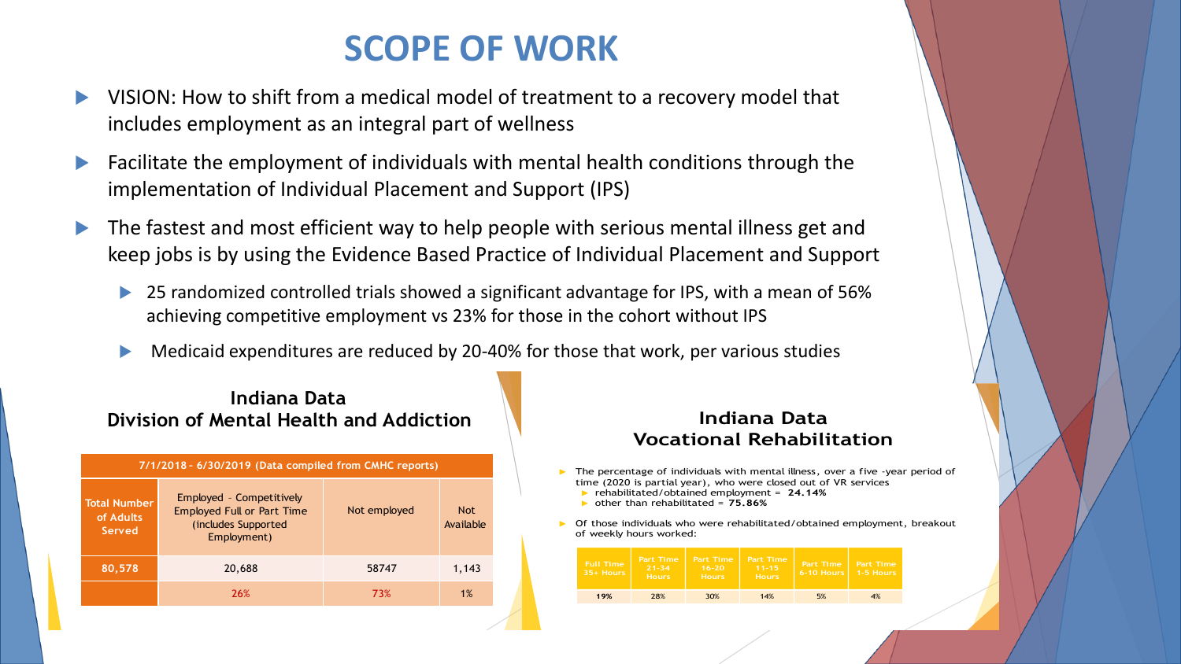# SCOPE OF WORK

- VISION: How to shift from a medical model of treatment to a recovery model that includes employment as an integral part of wellness
- Facilitate the employment of individuals with mental health conditions through the implementation of Individual Placement and Support (IPS)
- The fastest and most efficient way to help people with serious mental illness get and keep jobs is by using the Evidence Based Practice of Individual Placement and Support
  - 25 randomized controlled trials showed a significant advantage for IPS, with a mean of 56% achieving competitive employment vs 23% for those in the cohort without IPS
  - Medicaid expenditures are reduced by 20-40% for those that work, per various studies

## Indiana Data
## Division of Mental Health and Addiction

| 7/1/2018 - 6/30/2019 (Data compiled from CMHC reports) | | | |
|---|---|---|---|
| Total Number of Adults Served | Employed - Competitively Employed Full or Part Time (includes Supported Employment) | Not employed | Not Available |
| 80,578 | 20,688 | 58747 | 1,143 |
| | 26% | 73% | 1% |

## Indiana Data
## Vocational Rehabilitation

- The percentage of individuals with mental illness, over a five -year period of time (2020 is partial year), who were closed out of VR services
  - rehabilitated/obtained employment = **24.14%**
  - other than rehabilitated = **75.86%**
- Of those individuals who were rehabilitated/obtained employment, breakout of weekly hours worked:

| Full Time 35+ Hours | Part Time 21-34 Hours | Part Time 16-20 Hours | Part Time 11-15 Hours | Part Time 6-10 Hours | Part Time 1-5 Hours |
|---|---|---|---|---|---|
| 19% | 28% | 30% | 14% | 5% | 4% |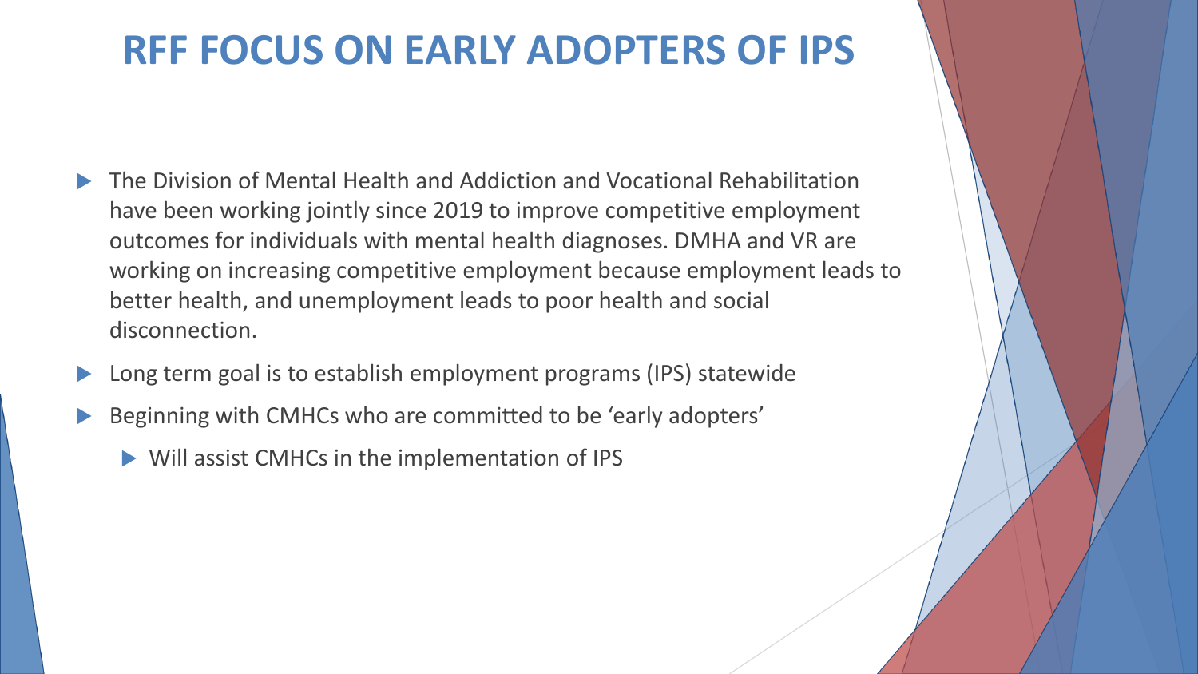# RFF FOCUS ON EARLY ADOPTERS OF IPS

- The Division of Mental Health and Addiction and Vocational Rehabilitation have been working jointly since 2019 to improve competitive employment outcomes for individuals with mental health diagnoses. DMHA and VR are working on increasing competitive employment because employment leads to better health, and unemployment leads to poor health and social disconnection.
- Long term goal is to establish employment programs (IPS) statewide
- Beginning with CMHCs who are committed to be 'early adopters'
  - Will assist CMHCs in the implementation of IPS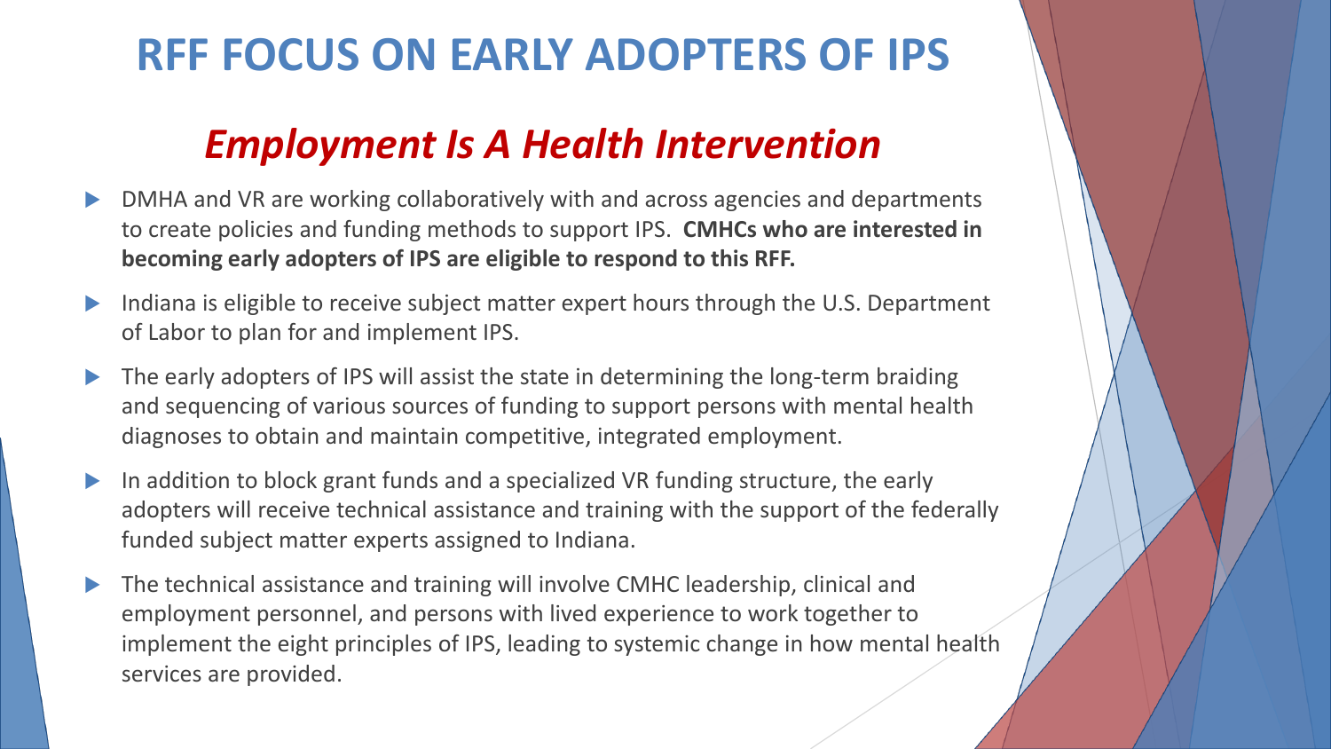# RFF FOCUS ON EARLY ADOPTERS OF IPS

## *Employment Is A Health Intervention*

- DMHA and VR are working collaboratively with and across agencies and departments to create policies and funding methods to support IPS. **CMHCs who are interested in becoming early adopters of IPS are eligible to respond to this RFF.**
- Indiana is eligible to receive subject matter expert hours through the U.S. Department of Labor to plan for and implement IPS.
- The early adopters of IPS will assist the state in determining the long-term braiding and sequencing of various sources of funding to support persons with mental health diagnoses to obtain and maintain competitive, integrated employment.
- In addition to block grant funds and a specialized VR funding structure, the early adopters will receive technical assistance and training with the support of the federally funded subject matter experts assigned to Indiana.
- The technical assistance and training will involve CMHC leadership, clinical and employment personnel, and persons with lived experience to work together to implement the eight principles of IPS, leading to systemic change in how mental health services are provided.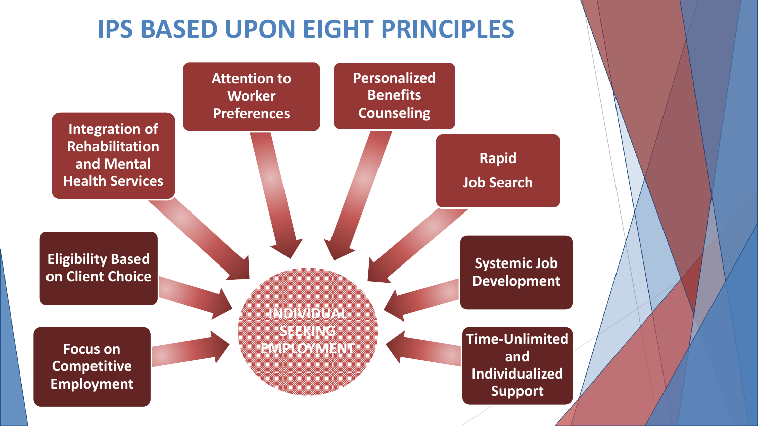# IPS BASED UPON EIGHT PRINCIPLES

**INDIVIDUAL SEEKING EMPLOYMENT**

- Integration of Rehabilitation and Mental Health Services
- Attention to Worker Preferences
- Personalized Benefits Counseling
- Rapid Job Search
- Eligibility Based on Client Choice
- Systemic Job Development
- Focus on Competitive Employment
- Time-Unlimited and Individualized Support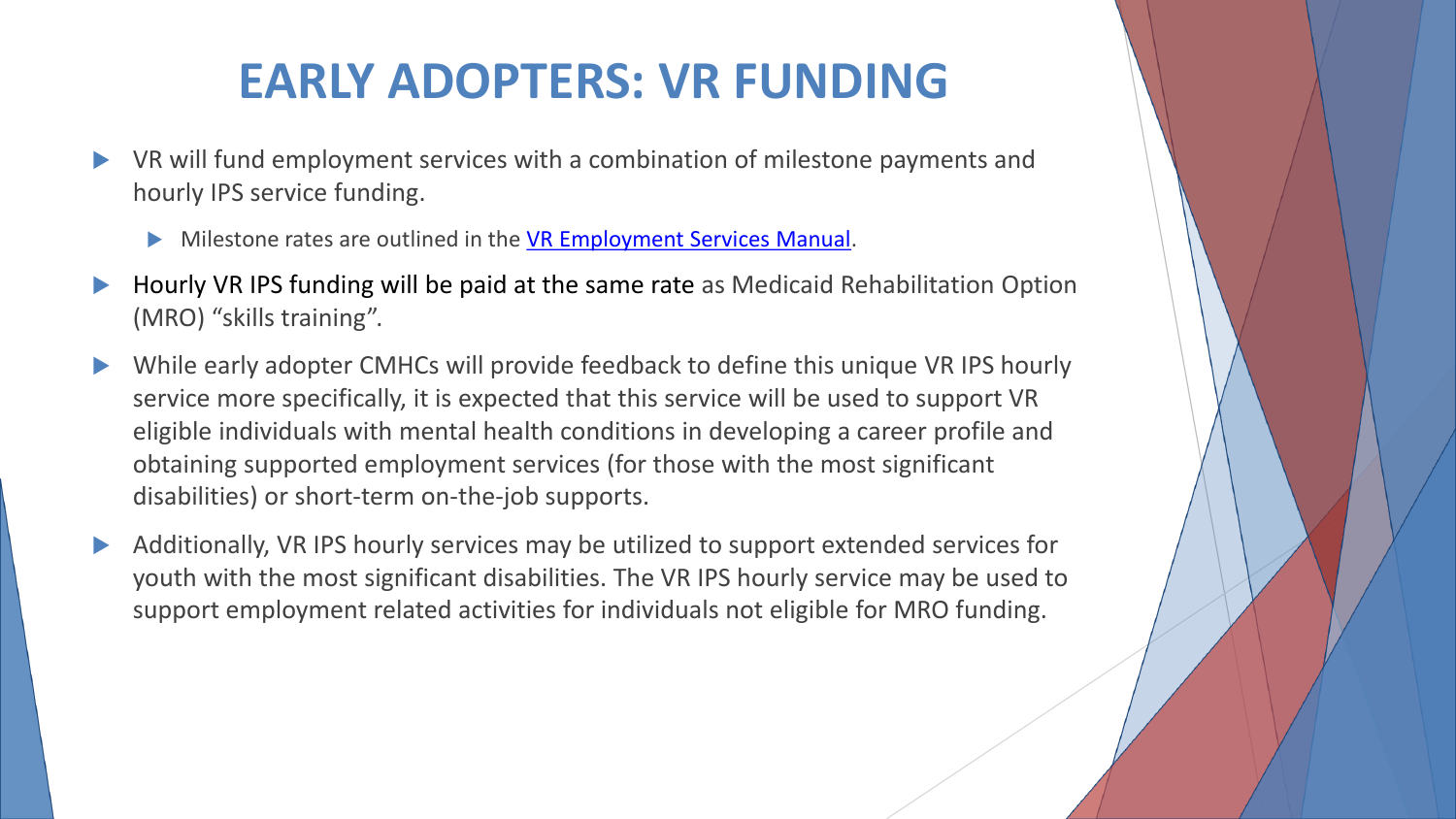# EARLY ADOPTERS: VR FUNDING

- VR will fund employment services with a combination of milestone payments and hourly IPS service funding.
  - Milestone rates are outlined in the [VR Employment Services Manual](VR Employment Services Manual).
- Hourly VR IPS funding will be paid at the same rate as Medicaid Rehabilitation Option (MRO) "skills training".
- While early adopter CMHCs will provide feedback to define this unique VR IPS hourly service more specifically, it is expected that this service will be used to support VR eligible individuals with mental health conditions in developing a career profile and obtaining supported employment services (for those with the most significant disabilities) or short-term on-the-job supports.
- Additionally, VR IPS hourly services may be utilized to support extended services for youth with the most significant disabilities. The VR IPS hourly service may be used to support employment related activities for individuals not eligible for MRO funding.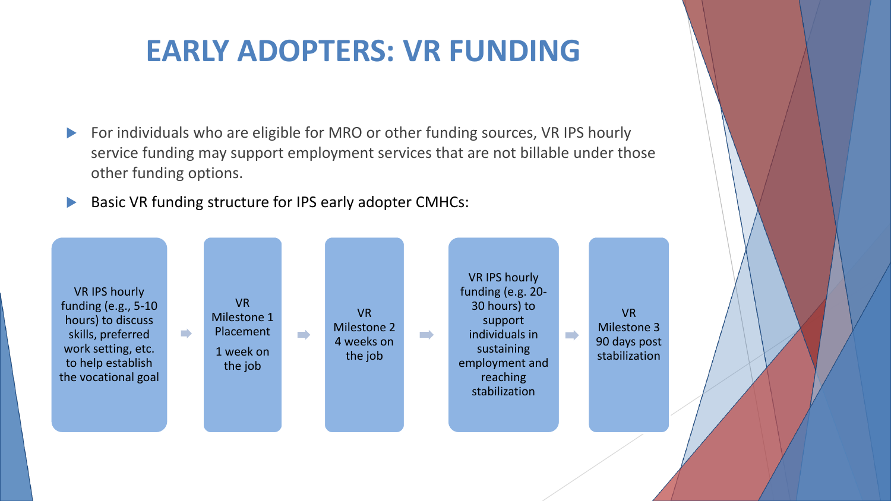# EARLY ADOPTERS: VR FUNDING

- For individuals who are eligible for MRO or other funding sources, VR IPS hourly service funding may support employment services that are not billable under those other funding options.
- Basic VR funding structure for IPS early adopter CMHCs:

VR IPS hourly funding (e.g., 5-10 hours) to discuss skills, preferred work setting, etc. to help establish the vocational goal

➡

VR Milestone 1 Placement

1 week on the job

➡

VR Milestone 2 4 weeks on the job

➡

VR IPS hourly funding (e.g. 20-30 hours) to support individuals in sustaining employment and reaching stabilization

➡

VR Milestone 3 90 days post stabilization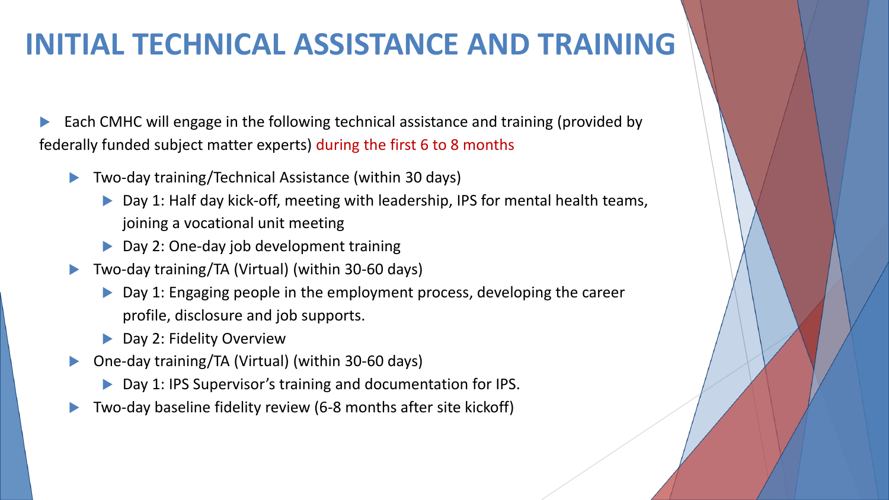# INITIAL TECHNICAL ASSISTANCE AND TRAINING

- Each CMHC will engage in the following technical assistance and training (provided by federally funded subject matter experts) during the first 6 to 8 months
  - Two-day training/Technical Assistance (within 30 days)
    - Day 1: Half day kick-off, meeting with leadership, IPS for mental health teams, joining a vocational unit meeting
    - Day 2: One-day job development training
  - Two-day training/TA (Virtual) (within 30-60 days)
    - Day 1: Engaging people in the employment process, developing the career profile, disclosure and job supports.
    - Day 2: Fidelity Overview
  - One-day training/TA (Virtual) (within 30-60 days)
    - Day 1: IPS Supervisor's training and documentation for IPS.
  - Two-day baseline fidelity review (6-8 months after site kickoff)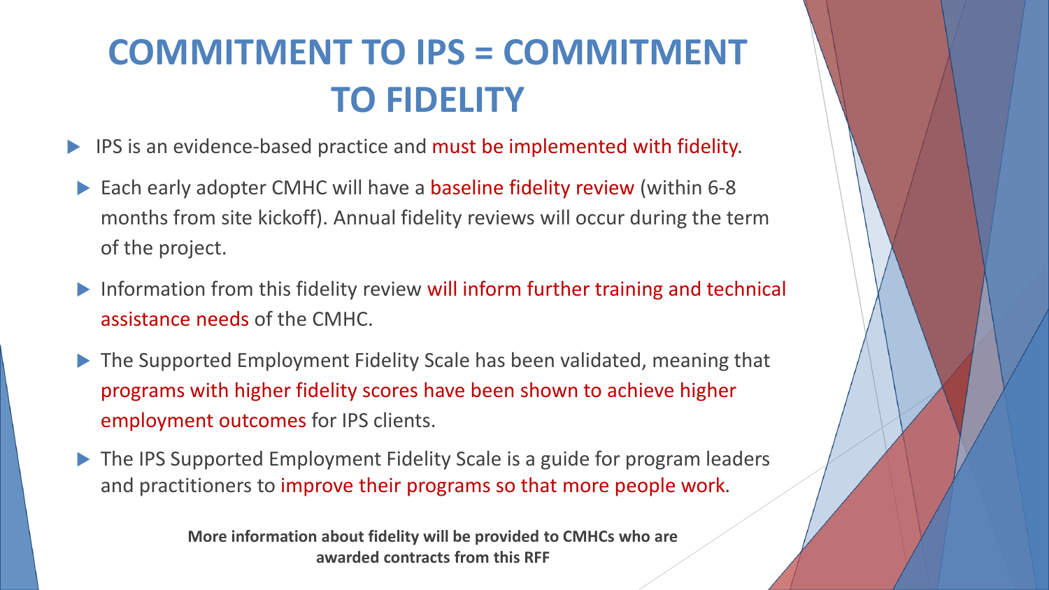# COMMITMENT TO IPS = COMMITMENT TO FIDELITY

- IPS is an evidence-based practice and must be implemented with fidelity.
  - Each early adopter CMHC will have a baseline fidelity review (within 6-8 months from site kickoff). Annual fidelity reviews will occur during the term of the project.
  - Information from this fidelity review will inform further training and technical assistance needs of the CMHC.
  - The Supported Employment Fidelity Scale has been validated, meaning that programs with higher fidelity scores have been shown to achieve higher employment outcomes for IPS clients.
  - The IPS Supported Employment Fidelity Scale is a guide for program leaders and practitioners to improve their programs so that more people work.

**More information about fidelity will be provided to CMHCs who are awarded contracts from this RFF**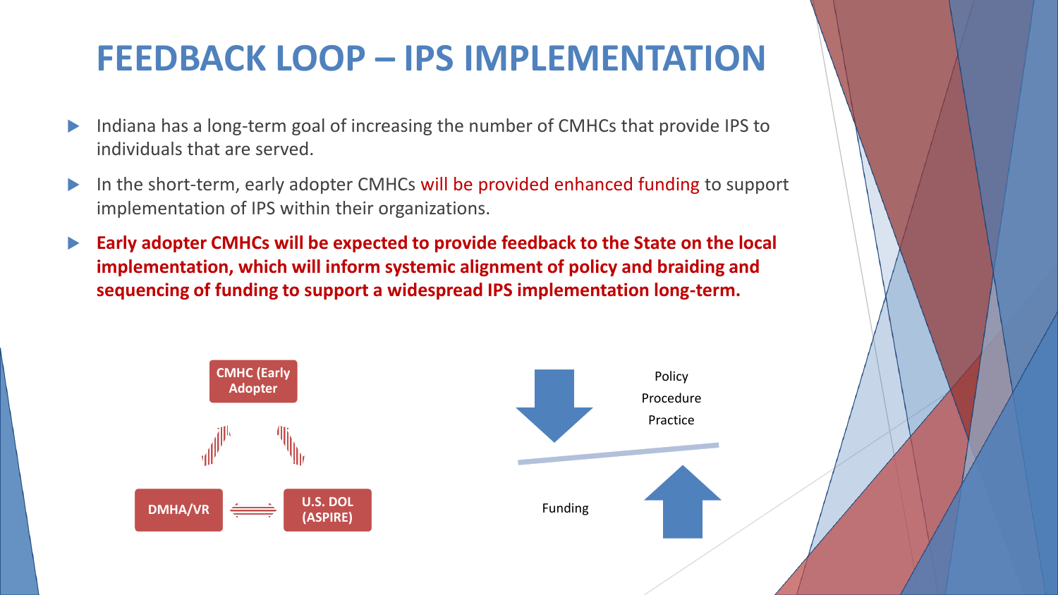# FEEDBACK LOOP – IPS IMPLEMENTATION

- Indiana has a long-term goal of increasing the number of CMHCs that provide IPS to individuals that are served.
- In the short-term, early adopter CMHCs will be provided enhanced funding to support implementation of IPS within their organizations.
- **Early adopter CMHCs will be expected to provide feedback to the State on the local implementation, which will inform systemic alignment of policy and braiding and sequencing of funding to support a widespread IPS implementation long-term.**

CMHC (Early Adopter

DMHA/VR

U.S. DOL (ASPIRE)

Policy
Procedure
Practice

Funding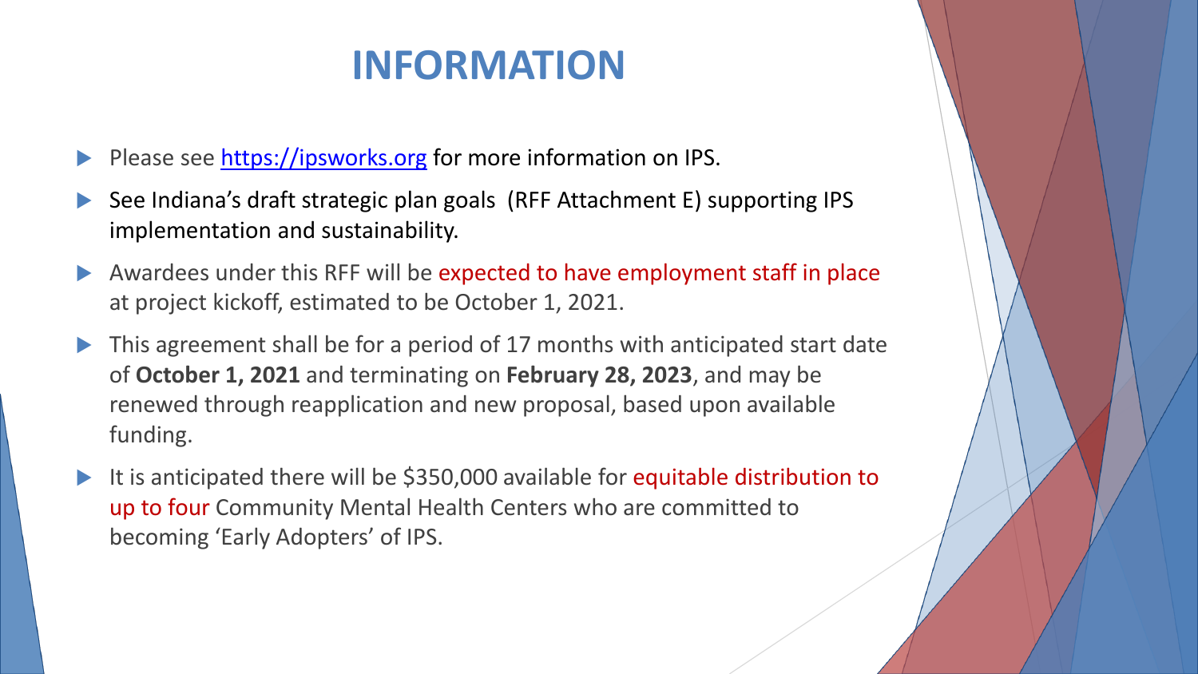# INFORMATION

- Please see [https://ipsworks.org](https://ipsworks.org) for more information on IPS.
- See Indiana's draft strategic plan goals (RFF Attachment E) supporting IPS implementation and sustainability.
- Awardees under this RFF will be expected to have employment staff in place at project kickoff, estimated to be October 1, 2021.
- This agreement shall be for a period of 17 months with anticipated start date of **October 1, 2021** and terminating on **February 28, 2023**, and may be renewed through reapplication and new proposal, based upon available funding.
- It is anticipated there will be $350,000 available for equitable distribution to up to four Community Mental Health Centers who are committed to becoming 'Early Adopters' of IPS.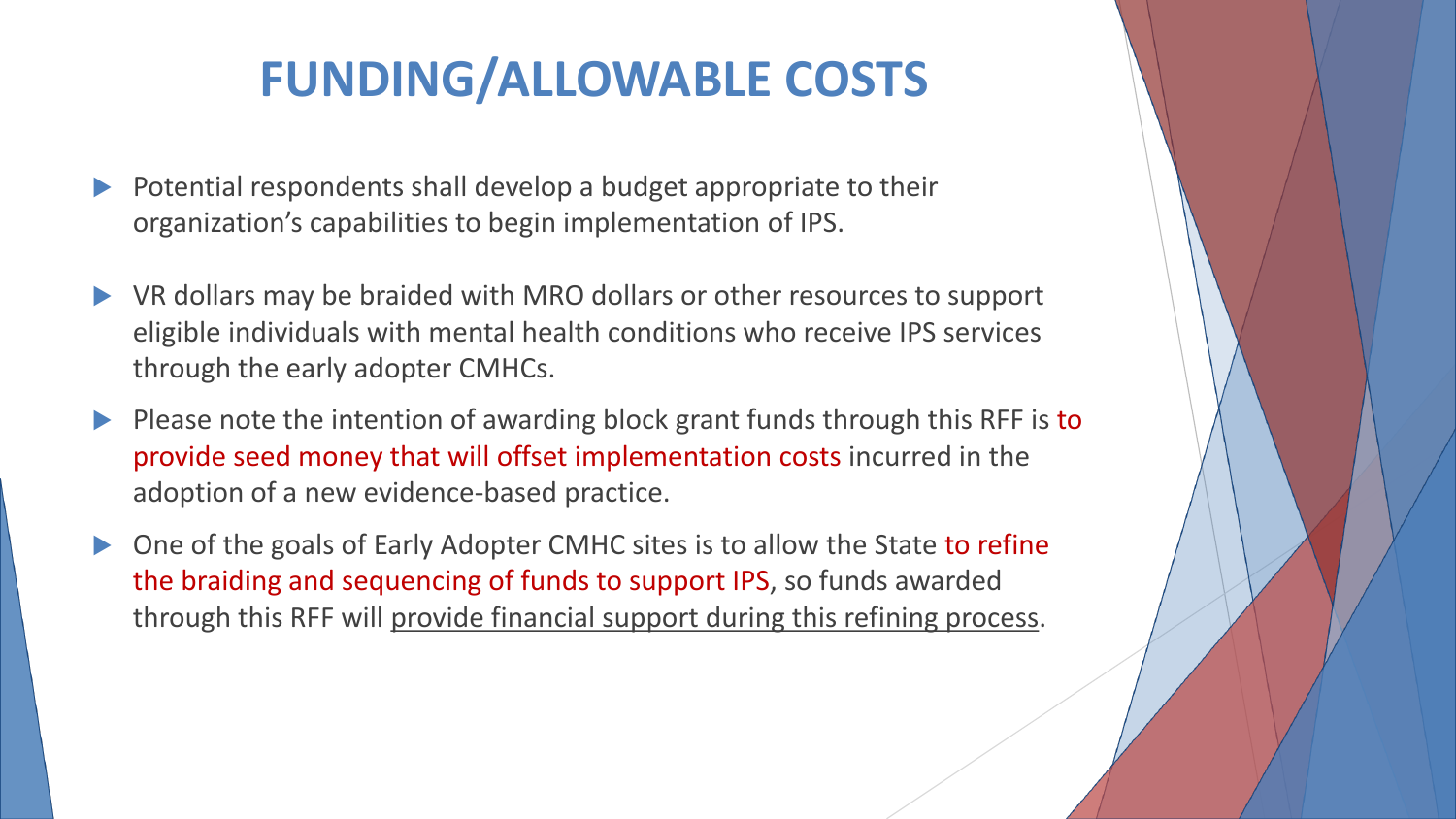# FUNDING/ALLOWABLE COSTS

- Potential respondents shall develop a budget appropriate to their organization's capabilities to begin implementation of IPS.
- VR dollars may be braided with MRO dollars or other resources to support eligible individuals with mental health conditions who receive IPS services through the early adopter CMHCs.
- Please note the intention of awarding block grant funds through this RFF is to provide seed money that will offset implementation costs incurred in the adoption of a new evidence-based practice.
- One of the goals of Early Adopter CMHC sites is to allow the State to refine the braiding and sequencing of funds to support IPS, so funds awarded through this RFF will <u>provide financial support during this refining process</u>.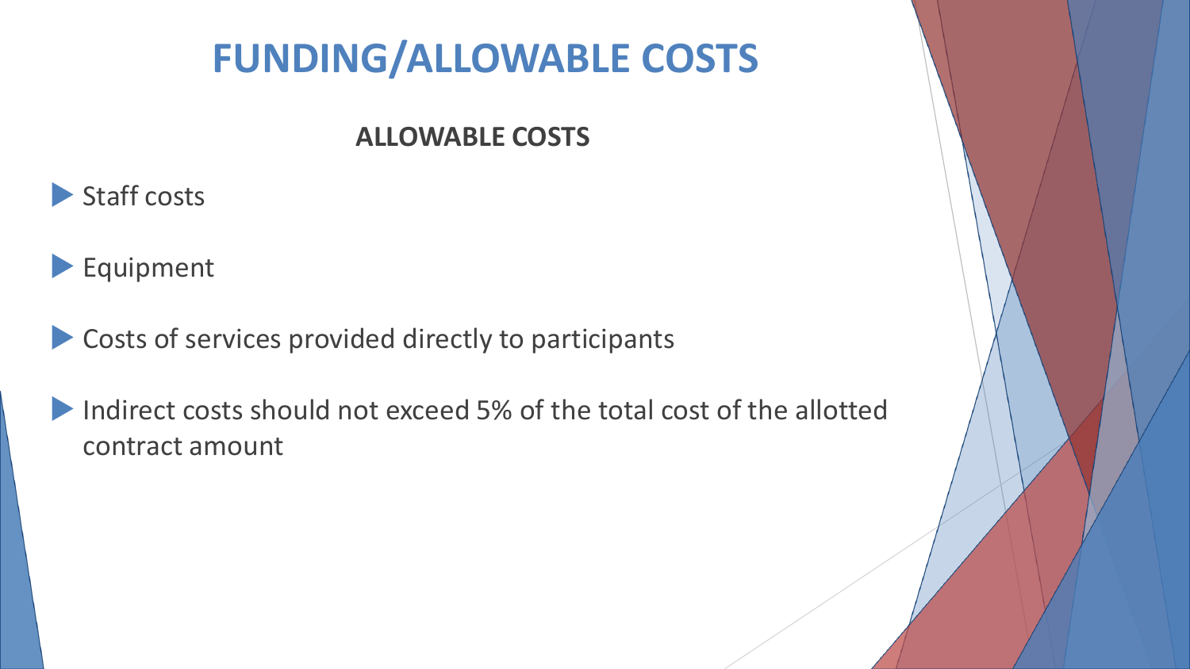# FUNDING/ALLOWABLE COSTS

**ALLOWABLE COSTS**

- Staff costs
- Equipment
- Costs of services provided directly to participants
- Indirect costs should not exceed 5% of the total cost of the allotted contract amount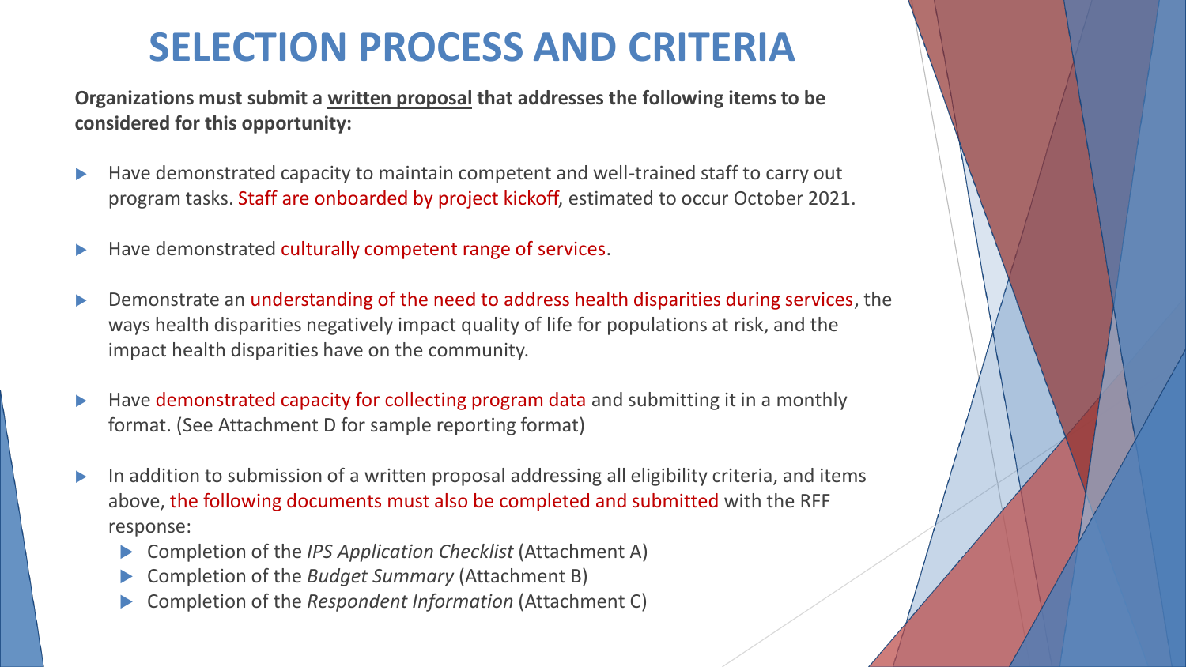# SELECTION PROCESS AND CRITERIA

**Organizations must submit a written proposal that addresses the following items to be considered for this opportunity:**

- Have demonstrated capacity to maintain competent and well-trained staff to carry out program tasks. Staff are onboarded by project kickoff, estimated to occur October 2021.
- Have demonstrated culturally competent range of services.
- Demonstrate an understanding of the need to address health disparities during services, the ways health disparities negatively impact quality of life for populations at risk, and the impact health disparities have on the community.
- Have demonstrated capacity for collecting program data and submitting it in a monthly format. (See Attachment D for sample reporting format)
- In addition to submission of a written proposal addressing all eligibility criteria, and items above, the following documents must also be completed and submitted with the RFF response:
  - Completion of the *IPS Application Checklist* (Attachment A)
  - Completion of the *Budget Summary* (Attachment B)
  - Completion of the *Respondent Information* (Attachment C)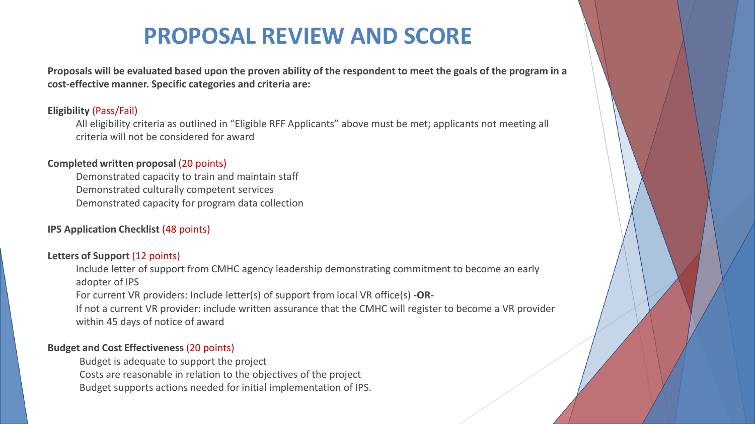# PROPOSAL REVIEW AND SCORE

**Proposals will be evaluated based upon the proven ability of the respondent to meet the goals of the program in a cost-effective manner. Specific categories and criteria are:**

**Eligibility** (Pass/Fail)

All eligibility criteria as outlined in "Eligible RFF Applicants" above must be met; applicants not meeting all criteria will not be considered for award

**Completed written proposal** (20 points)

Demonstrated capacity to train and maintain staff
Demonstrated culturally competent services
Demonstrated capacity for program data collection

**IPS Application Checklist** (48 points)

**Letters of Support** (12 points)

Include letter of support from CMHC agency leadership demonstrating commitment to become an early adopter of IPS
For current VR providers: Include letter(s) of support from local VR office(s) **-OR-**
If not a current VR provider: include written assurance that the CMHC will register to become a VR provider within 45 days of notice of award

**Budget and Cost Effectiveness** (20 points)

Budget is adequate to support the project
Costs are reasonable in relation to the objectives of the project
Budget supports actions needed for initial implementation of IPS.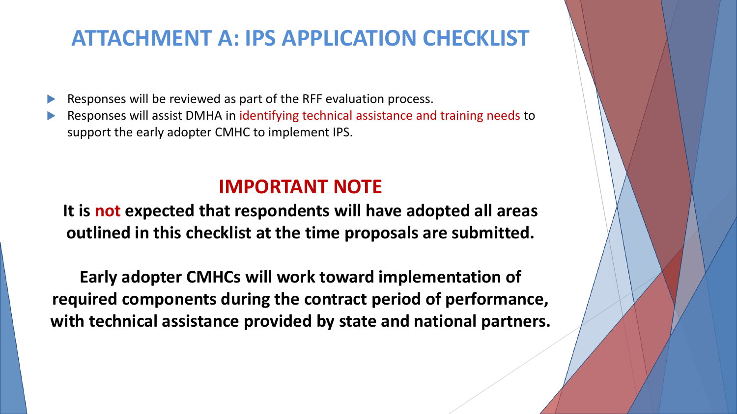# ATTACHMENT A: IPS APPLICATION CHECKLIST

- Responses will be reviewed as part of the RFF evaluation process.
- Responses will assist DMHA in identifying technical assistance and training needs to support the early adopter CMHC to implement IPS.

## IMPORTANT NOTE

**It is not expected that respondents will have adopted all areas outlined in this checklist at the time proposals are submitted.**

**Early adopter CMHCs will work toward implementation of required components during the contract period of performance, with technical assistance provided by state and national partners.**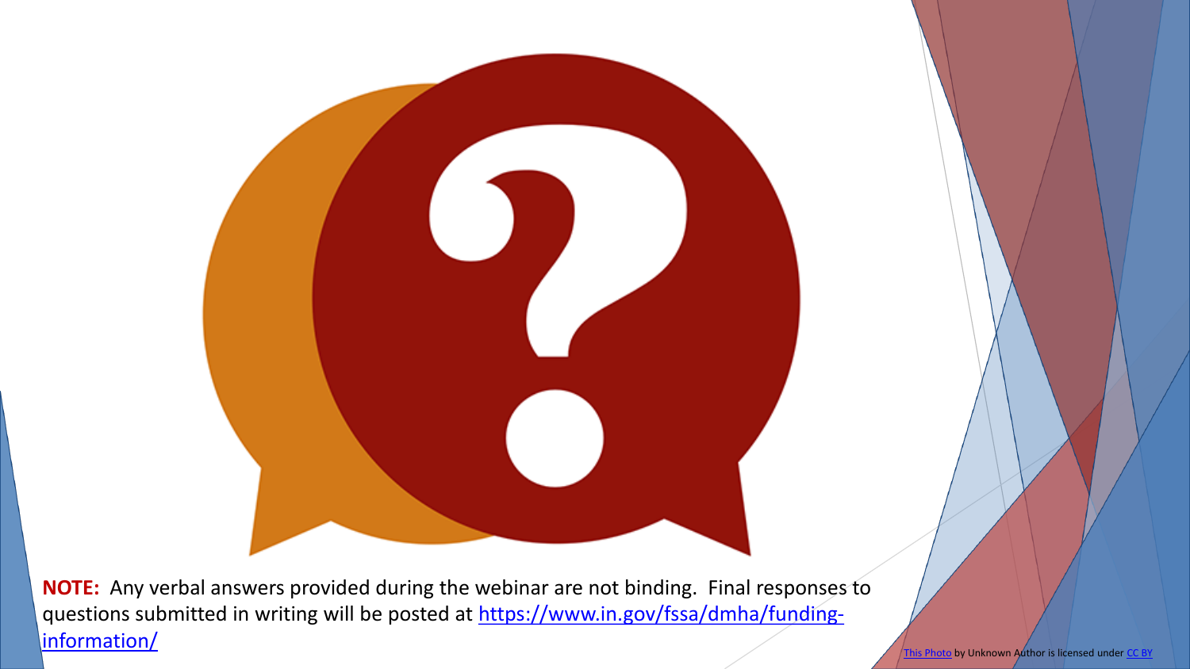**NOTE:** Any verbal answers provided during the webinar are not binding. Final responses to questions submitted in writing will be posted at [https://www.in.gov/fssa/dmha/funding-information/](https://www.in.gov/fssa/dmha/funding-information/)

This Photo by Unknown Author is licensed under CC BY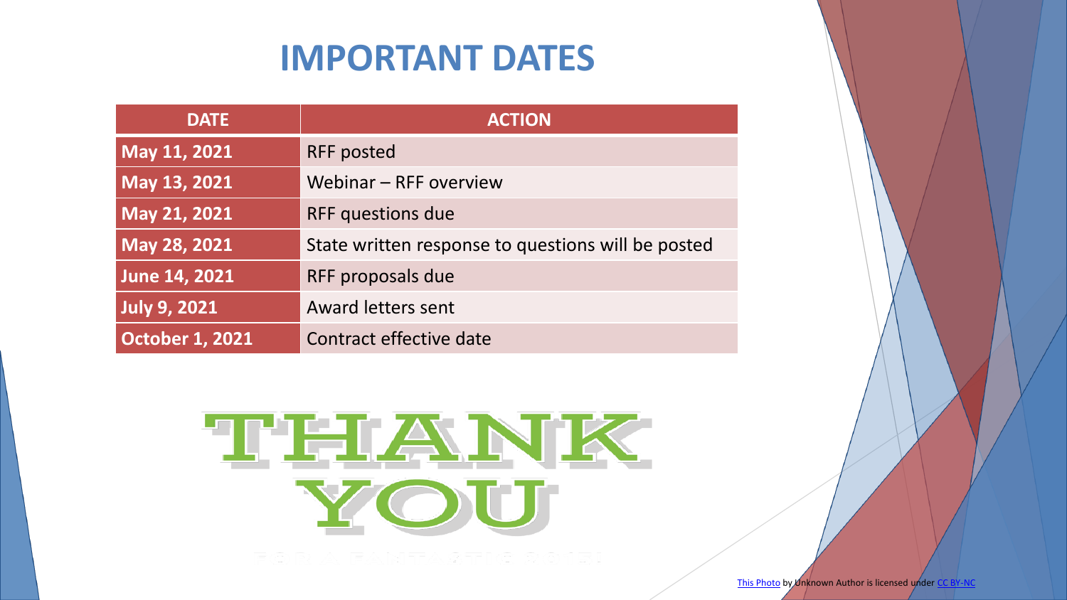# IMPORTANT DATES

| DATE | ACTION |
|---|---|
| May 11, 2021 | RFF posted |
| May 13, 2021 | Webinar – RFF overview |
| May 21, 2021 | RFF questions due |
| May 28, 2021 | State written response to questions will be posted |
| June 14, 2021 | RFF proposals due |
| July 9, 2021 | Award letters sent |
| October 1, 2021 | Contract effective date |

THANK YOU

This Photo by Unknown Author is licensed under CC BY-NC